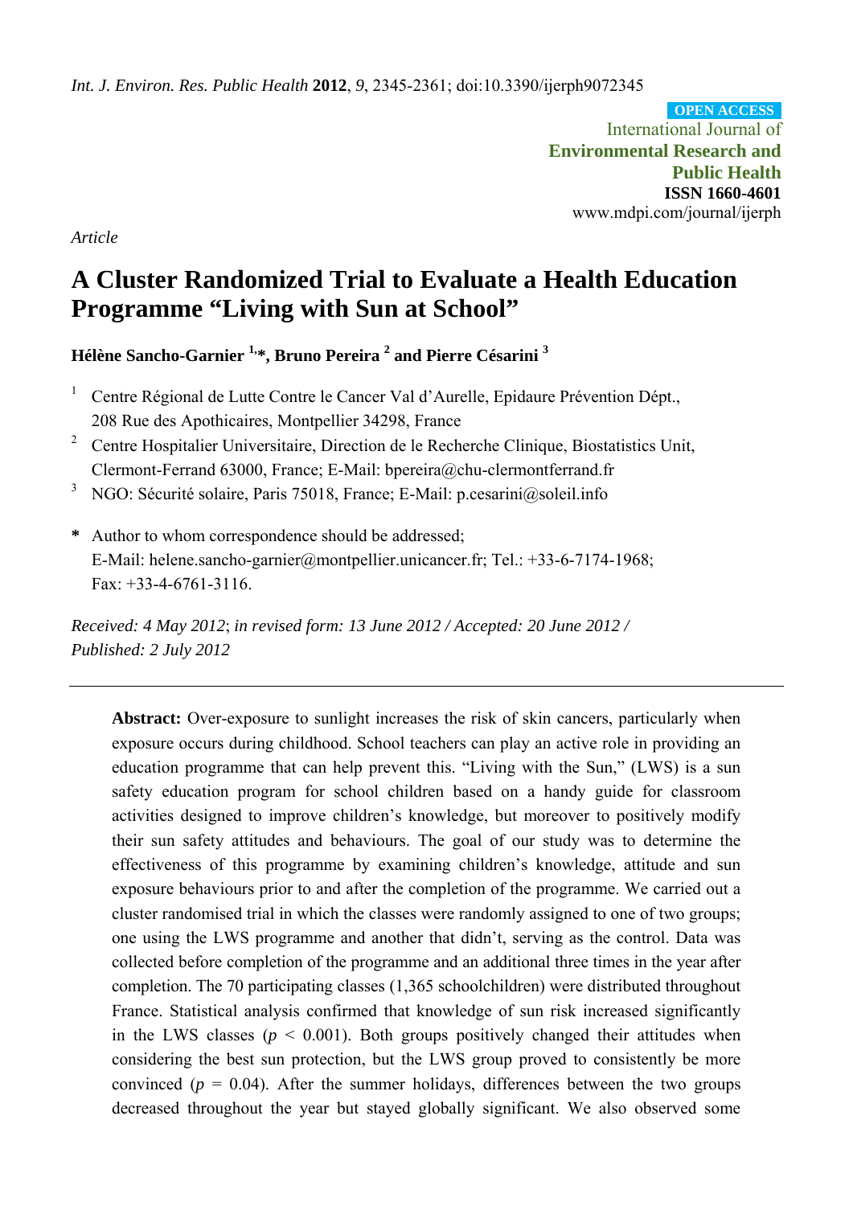*Article*

# A Cluster Randomized Trial to Evaluate a Health Education Programme "Living with Sun at School"

**Hélène Sancho-Garnier [1,*], Bruno Pereira [2] and Pierre Césarini [3]**

[1] Centre Régional de Lutte Contre le Cancer Val d'Aurelle, Epidaure Prévention Dépt., 208 Rue des Apothicaires, Montpellier 34298, France

[2] Centre Hospitalier Universitaire, Direction de le Recherche Clinique, Biostatistics Unit, Clermont-Ferrand 63000, France; E-Mail: bpereira@chu-clermontferrand.fr

[3] NGO: Sécurité solaire, Paris 75018, France; E-Mail: p.cesarini@soleil.info

**\*** Author to whom correspondence should be addressed; E-Mail: helene.sancho-garnier@montpellier.unicancer.fr; Tel.: +33-6-7174-1968; Fax: +33-4-6761-3116.

*Received: 4 May 2012; in revised form: 13 June 2012 / Accepted: 20 June 2012 / Published: 2 July 2012*

---

**Abstract:** Over-exposure to sunlight increases the risk of skin cancers, particularly when exposure occurs during childhood. School teachers can play an active role in providing an education programme that can help prevent this. "Living with the Sun," (LWS) is a sun safety education program for school children based on a handy guide for classroom activities designed to improve children's knowledge, but moreover to positively modify their sun safety attitudes and behaviours. The goal of our study was to determine the effectiveness of this programme by examining children's knowledge, attitude and sun exposure behaviours prior to and after the completion of the programme. We carried out a cluster randomised trial in which the classes were randomly assigned to one of two groups; one using the LWS programme and another that didn't, serving as the control. Data was collected before completion of the programme and an additional three times in the year after completion. The 70 participating classes (1,365 schoolchildren) were distributed throughout France. Statistical analysis confirmed that knowledge of sun risk increased significantly in the LWS classes ($p < 0.001$). Both groups positively changed their attitudes when considering the best sun protection, but the LWS group proved to consistently be more convinced ($p = 0.04$). After the summer holidays, differences between the two groups decreased throughout the year but stayed globally significant. We also observed some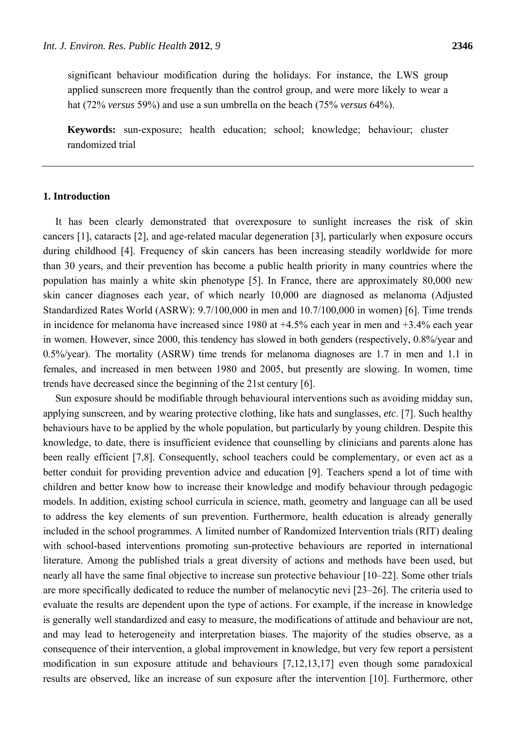significant behaviour modification during the holidays. For instance, the LWS group applied sunscreen more frequently than the control group, and were more likely to wear a hat (72% *versus* 59%) and use a sun umbrella on the beach (75% *versus* 64%).

**Keywords:** sun-exposure; health education; school; knowledge; behaviour; cluster randomized trial

## 1. Introduction

It has been clearly demonstrated that overexposure to sunlight increases the risk of skin cancers [1], cataracts [2], and age-related macular degeneration [3], particularly when exposure occurs during childhood [4]. Frequency of skin cancers has been increasing steadily worldwide for more than 30 years, and their prevention has become a public health priority in many countries where the population has mainly a white skin phenotype [5]. In France, there are approximately 80,000 new skin cancer diagnoses each year, of which nearly 10,000 are diagnosed as melanoma (Adjusted Standardized Rates World (ASRW): 9.7/100,000 in men and 10.7/100,000 in women) [6]. Time trends in incidence for melanoma have increased since 1980 at +4.5% each year in men and +3.4% each year in women. However, since 2000, this tendency has slowed in both genders (respectively, 0.8%/year and 0.5%/year). The mortality (ASRW) time trends for melanoma diagnoses are 1.7 in men and 1.1 in females, and increased in men between 1980 and 2005, but presently are slowing. In women, time trends have decreased since the beginning of the 21st century [6].

Sun exposure should be modifiable through behavioural interventions such as avoiding midday sun, applying sunscreen, and by wearing protective clothing, like hats and sunglasses, *etc*. [7]. Such healthy behaviours have to be applied by the whole population, but particularly by young children. Despite this knowledge, to date, there is insufficient evidence that counselling by clinicians and parents alone has been really efficient [7,8]. Consequently, school teachers could be complementary, or even act as a better conduit for providing prevention advice and education [9]. Teachers spend a lot of time with children and better know how to increase their knowledge and modify behaviour through pedagogic models. In addition, existing school curricula in science, math, geometry and language can all be used to address the key elements of sun prevention. Furthermore, health education is already generally included in the school programmes. A limited number of Randomized Intervention trials (RIT) dealing with school-based interventions promoting sun-protective behaviours are reported in international literature. Among the published trials a great diversity of actions and methods have been used, but nearly all have the same final objective to increase sun protective behaviour [10–22]. Some other trials are more specifically dedicated to reduce the number of melanocytic nevi [23–26]. The criteria used to evaluate the results are dependent upon the type of actions. For example, if the increase in knowledge is generally well standardized and easy to measure, the modifications of attitude and behaviour are not, and may lead to heterogeneity and interpretation biases. The majority of the studies observe, as a consequence of their intervention, a global improvement in knowledge, but very few report a persistent modification in sun exposure attitude and behaviours [7,12,13,17] even though some paradoxical results are observed, like an increase of sun exposure after the intervention [10]. Furthermore, other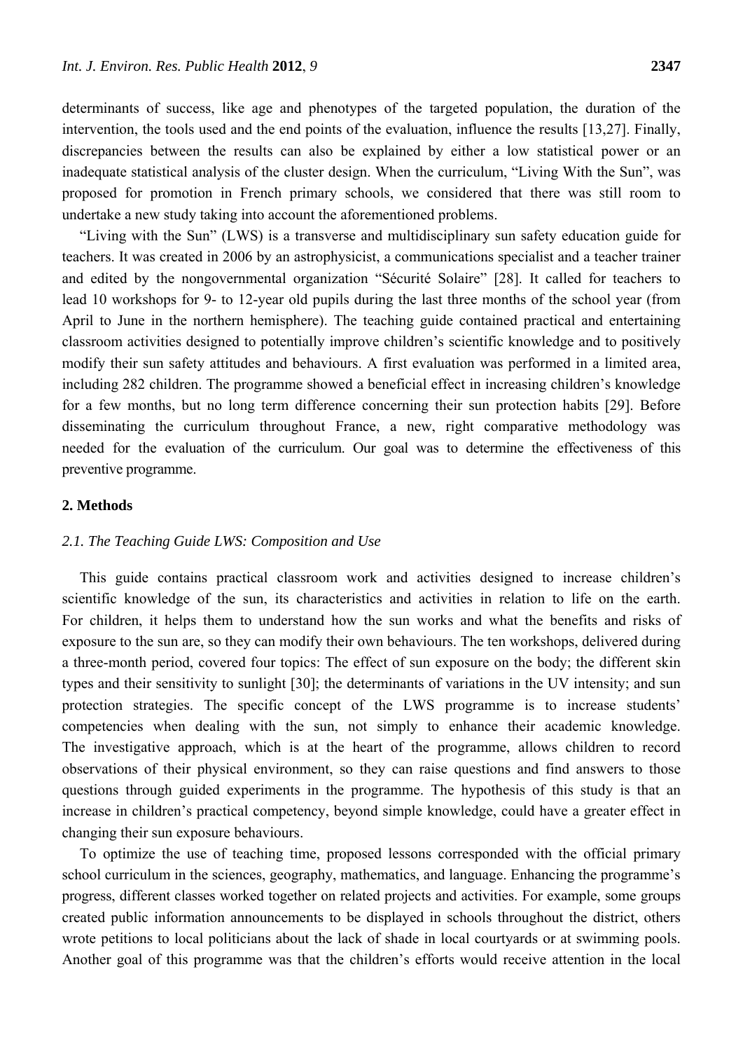determinants of success, like age and phenotypes of the targeted population, the duration of the intervention, the tools used and the end points of the evaluation, influence the results [13,27]. Finally, discrepancies between the results can also be explained by either a low statistical power or an inadequate statistical analysis of the cluster design. When the curriculum, "Living With the Sun", was proposed for promotion in French primary schools, we considered that there was still room to undertake a new study taking into account the aforementioned problems.

"Living with the Sun" (LWS) is a transverse and multidisciplinary sun safety education guide for teachers. It was created in 2006 by an astrophysicist, a communications specialist and a teacher trainer and edited by the nongovernmental organization "Sécurité Solaire" [28]. It called for teachers to lead 10 workshops for 9- to 12-year old pupils during the last three months of the school year (from April to June in the northern hemisphere). The teaching guide contained practical and entertaining classroom activities designed to potentially improve children's scientific knowledge and to positively modify their sun safety attitudes and behaviours. A first evaluation was performed in a limited area, including 282 children. The programme showed a beneficial effect in increasing children's knowledge for a few months, but no long term difference concerning their sun protection habits [29]. Before disseminating the curriculum throughout France, a new, right comparative methodology was needed for the evaluation of the curriculum. Our goal was to determine the effectiveness of this preventive programme.

## 2. Methods

### *2.1. The Teaching Guide LWS: Composition and Use*

This guide contains practical classroom work and activities designed to increase children's scientific knowledge of the sun, its characteristics and activities in relation to life on the earth. For children, it helps them to understand how the sun works and what the benefits and risks of exposure to the sun are, so they can modify their own behaviours. The ten workshops, delivered during a three-month period, covered four topics: The effect of sun exposure on the body; the different skin types and their sensitivity to sunlight [30]; the determinants of variations in the UV intensity; and sun protection strategies. The specific concept of the LWS programme is to increase students' competencies when dealing with the sun, not simply to enhance their academic knowledge. The investigative approach, which is at the heart of the programme, allows children to record observations of their physical environment, so they can raise questions and find answers to those questions through guided experiments in the programme. The hypothesis of this study is that an increase in children's practical competency, beyond simple knowledge, could have a greater effect in changing their sun exposure behaviours.

To optimize the use of teaching time, proposed lessons corresponded with the official primary school curriculum in the sciences, geography, mathematics, and language. Enhancing the programme's progress, different classes worked together on related projects and activities. For example, some groups created public information announcements to be displayed in schools throughout the district, others wrote petitions to local politicians about the lack of shade in local courtyards or at swimming pools. Another goal of this programme was that the children's efforts would receive attention in the local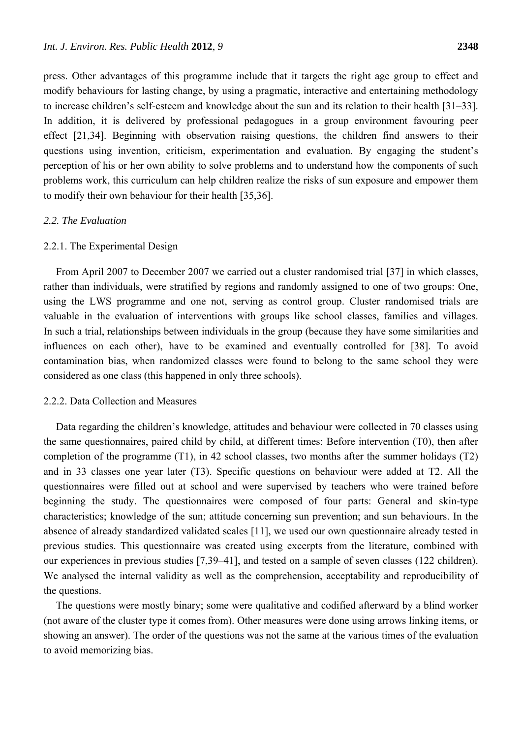press. Other advantages of this programme include that it targets the right age group to effect and modify behaviours for lasting change, by using a pragmatic, interactive and entertaining methodology to increase children's self-esteem and knowledge about the sun and its relation to their health [31–33]. In addition, it is delivered by professional pedagogues in a group environment favouring peer effect [21,34]. Beginning with observation raising questions, the children find answers to their questions using invention, criticism, experimentation and evaluation. By engaging the student's perception of his or her own ability to solve problems and to understand how the components of such problems work, this curriculum can help children realize the risks of sun exposure and empower them to modify their own behaviour for their health [35,36].

### *2.2. The Evaluation*

#### 2.2.1. The Experimental Design

From April 2007 to December 2007 we carried out a cluster randomised trial [37] in which classes, rather than individuals, were stratified by regions and randomly assigned to one of two groups: One, using the LWS programme and one not, serving as control group. Cluster randomised trials are valuable in the evaluation of interventions with groups like school classes, families and villages. In such a trial, relationships between individuals in the group (because they have some similarities and influences on each other), have to be examined and eventually controlled for [38]. To avoid contamination bias, when randomized classes were found to belong to the same school they were considered as one class (this happened in only three schools).

#### 2.2.2. Data Collection and Measures

Data regarding the children's knowledge, attitudes and behaviour were collected in 70 classes using the same questionnaires, paired child by child, at different times: Before intervention (T0), then after completion of the programme (T1), in 42 school classes, two months after the summer holidays (T2) and in 33 classes one year later (T3). Specific questions on behaviour were added at T2. All the questionnaires were filled out at school and were supervised by teachers who were trained before beginning the study. The questionnaires were composed of four parts: General and skin-type characteristics; knowledge of the sun; attitude concerning sun prevention; and sun behaviours. In the absence of already standardized validated scales [11], we used our own questionnaire already tested in previous studies. This questionnaire was created using excerpts from the literature, combined with our experiences in previous studies [7,39–41], and tested on a sample of seven classes (122 children). We analysed the internal validity as well as the comprehension, acceptability and reproducibility of the questions.

The questions were mostly binary; some were qualitative and codified afterward by a blind worker (not aware of the cluster type it comes from). Other measures were done using arrows linking items, or showing an answer). The order of the questions was not the same at the various times of the evaluation to avoid memorizing bias.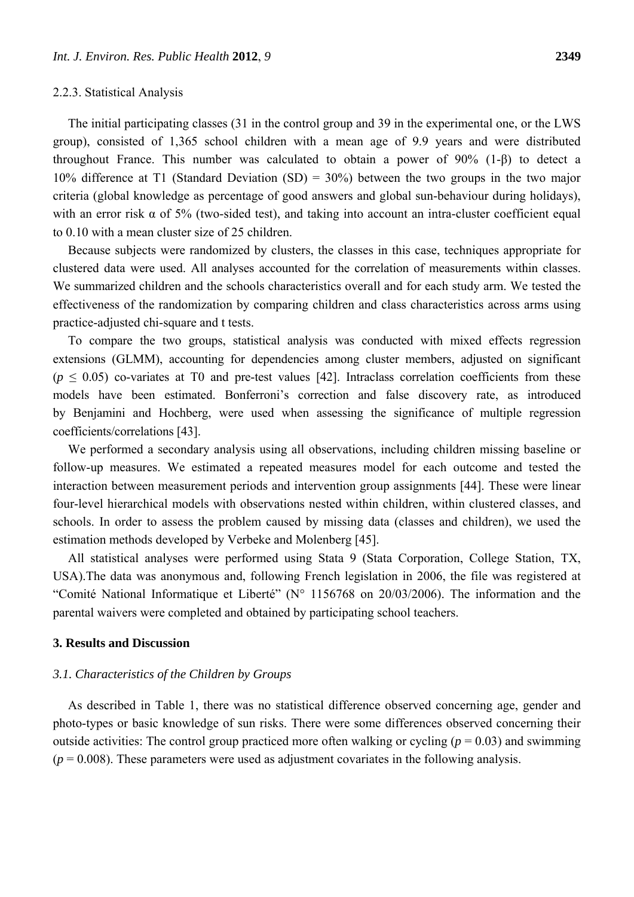#### 2.2.3. Statistical Analysis

The initial participating classes (31 in the control group and 39 in the experimental one, or the LWS group), consisted of 1,365 school children with a mean age of 9.9 years and were distributed throughout France. This number was calculated to obtain a power of 90% (1-β) to detect a 10% difference at T1 (Standard Deviation (SD) = 30%) between the two groups in the two major criteria (global knowledge as percentage of good answers and global sun-behaviour during holidays), with an error risk α of 5% (two-sided test), and taking into account an intra-cluster coefficient equal to 0.10 with a mean cluster size of 25 children.

Because subjects were randomized by clusters, the classes in this case, techniques appropriate for clustered data were used. All analyses accounted for the correlation of measurements within classes. We summarized children and the schools characteristics overall and for each study arm. We tested the effectiveness of the randomization by comparing children and class characteristics across arms using practice-adjusted chi-square and t tests.

To compare the two groups, statistical analysis was conducted with mixed effects regression extensions (GLMM), accounting for dependencies among cluster members, adjusted on significant ($p \leq 0.05$) co-variates at T0 and pre-test values [42]. Intraclass correlation coefficients from these models have been estimated. Bonferroni's correction and false discovery rate, as introduced by Benjamini and Hochberg, were used when assessing the significance of multiple regression coefficients/correlations [43].

We performed a secondary analysis using all observations, including children missing baseline or follow-up measures. We estimated a repeated measures model for each outcome and tested the interaction between measurement periods and intervention group assignments [44]. These were linear four-level hierarchical models with observations nested within children, within clustered classes, and schools. In order to assess the problem caused by missing data (classes and children), we used the estimation methods developed by Verbeke and Molenberg [45].

All statistical analyses were performed using Stata 9 (Stata Corporation, College Station, TX, USA).The data was anonymous and, following French legislation in 2006, the file was registered at "Comité National Informatique et Liberté" (N° 1156768 on 20/03/2006). The information and the parental waivers were completed and obtained by participating school teachers.

## 3. Results and Discussion

### *3.1. Characteristics of the Children by Groups*

As described in Table 1, there was no statistical difference observed concerning age, gender and photo-types or basic knowledge of sun risks. There were some differences observed concerning their outside activities: The control group practiced more often walking or cycling ($p = 0.03$) and swimming ($p = 0.008$). These parameters were used as adjustment covariates in the following analysis.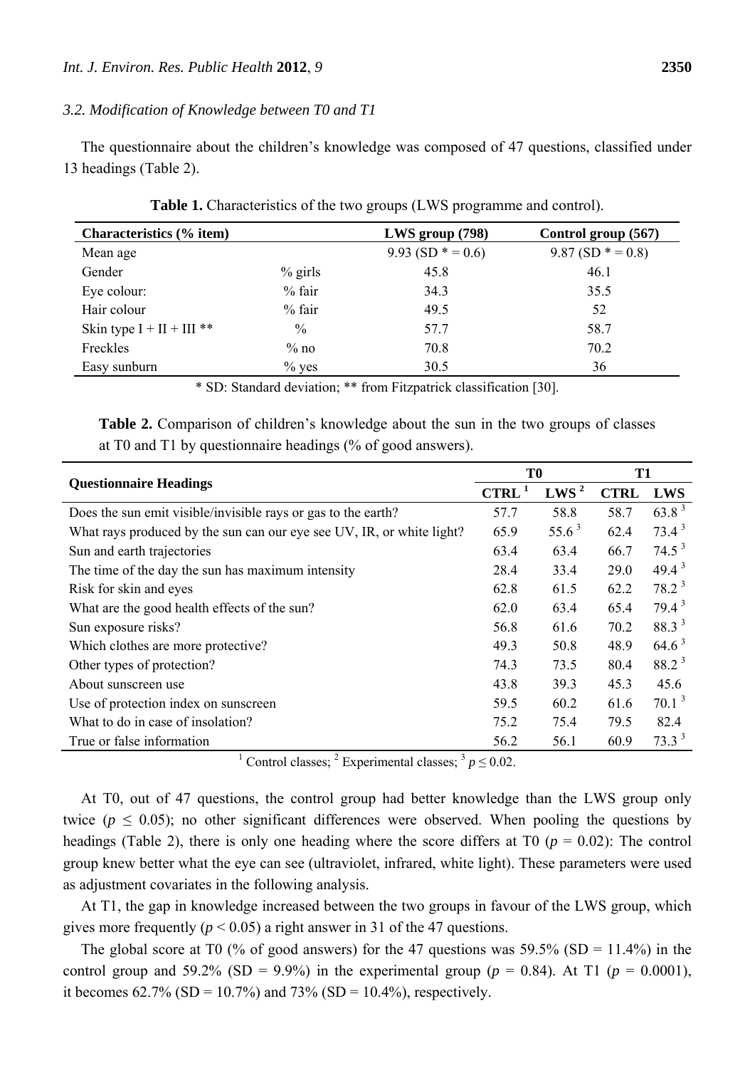### *3.2. Modification of Knowledge between T0 and T1*

The questionnaire about the children's knowledge was composed of 47 questions, classified under 13 headings (Table 2).

**Table 1.** Characteristics of the two groups (LWS programme and control).

| Characteristics (% item) | | LWS group (798) | Control group (567) |
|---|---|---|---|
| Mean age | | 9.93 (SD * = 0.6) | 9.87 (SD * = 0.8) |
| Gender | % girls | 45.8 | 46.1 |
| Eye colour: | % fair | 34.3 | 35.5 |
| Hair colour | % fair | 49.5 | 52 |
| Skin type I + II + III ** | % | 57.7 | 58.7 |
| Freckles | % no | 70.8 | 70.2 |
| Easy sunburn | % yes | 30.5 | 36 |

\* SD: Standard deviation; ** from Fitzpatrick classification [30].

**Table 2.** Comparison of children's knowledge about the sun in the two groups of classes at T0 and T1 by questionnaire headings (% of good answers).

| Questionnaire Headings | T0 | | T1 | |
|---|---|---|---|---|
| | CTRL [1] | LWS [2] | CTRL | LWS |
| Does the sun emit visible/invisible rays or gas to the earth? | 57.7 | 58.8 | 58.7 | 63.8 [3] |
| What rays produced by the sun can our eye see UV, IR, or white light? | 65.9 | 55.6 [3] | 62.4 | 73.4 [3] |
| Sun and earth trajectories | 63.4 | 63.4 | 66.7 | 74.5 [3] |
| The time of the day the sun has maximum intensity | 28.4 | 33.4 | 29.0 | 49.4 [3] |
| Risk for skin and eyes | 62.8 | 61.5 | 62.2 | 78.2 [3] |
| What are the good health effects of the sun? | 62.0 | 63.4 | 65.4 | 79.4 [3] |
| Sun exposure risks? | 56.8 | 61.6 | 70.2 | 88.3 [3] |
| Which clothes are more protective? | 49.3 | 50.8 | 48.9 | 64.6 [3] |
| Other types of protection? | 74.3 | 73.5 | 80.4 | 88.2 [3] |
| About sunscreen use | 43.8 | 39.3 | 45.3 | 45.6 |
| Use of protection index on sunscreen | 59.5 | 60.2 | 61.6 | 70.1 [3] |
| What to do in case of insolation? | 75.2 | 75.4 | 79.5 | 82.4 |
| True or false information | 56.2 | 56.1 | 60.9 | 73.3 [3] |

[1] Control classes; [2] Experimental classes; [3] $p \leq 0.02$.

At T0, out of 47 questions, the control group had better knowledge than the LWS group only twice ($p \leq 0.05$); no other significant differences were observed. When pooling the questions by headings (Table 2), there is only one heading where the score differs at T0 ($p = 0.02$): The control group knew better what the eye can see (ultraviolet, infrared, white light). These parameters were used as adjustment covariates in the following analysis.

At T1, the gap in knowledge increased between the two groups in favour of the LWS group, which gives more frequently ($p < 0.05$) a right answer in 31 of the 47 questions.

The global score at T0 (% of good answers) for the 47 questions was 59.5% (SD = 11.4%) in the control group and 59.2% (SD = 9.9%) in the experimental group ($p = 0.84$). At T1 ($p = 0.0001$), it becomes 62.7% (SD = 10.7%) and 73% (SD = 10.4%), respectively.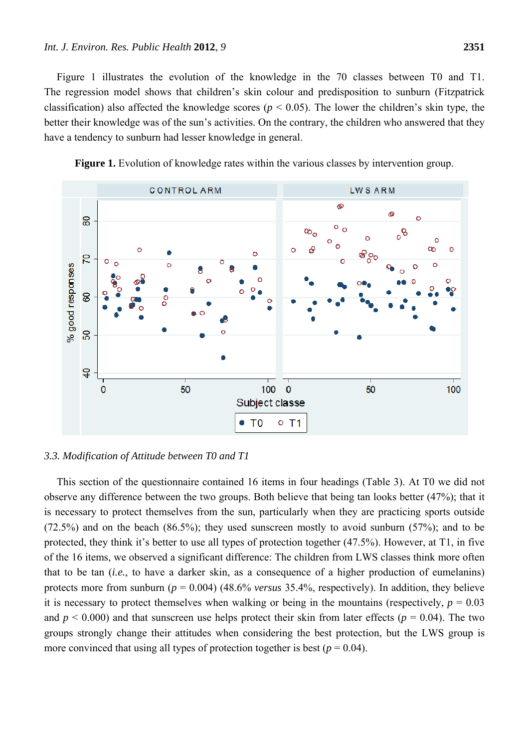Figure 1 illustrates the evolution of the knowledge in the 70 classes between T0 and T1. The regression model shows that children's skin colour and predisposition to sunburn (Fitzpatrick classification) also affected the knowledge scores ($p < 0.05$). The lower the children's skin type, the better their knowledge was of the sun's activities. On the contrary, the children who answered that they have a tendency to sunburn had lesser knowledge in general.

**Figure 1.** Evolution of knowledge rates within the various classes by intervention group.

CONTROL ARM

LWS ARM

% good responses

40

50

60

70

80

0

50

100

0

50

100

Subject classe

T0

T1

### 3.3. Modification of Attitude between T0 and T1

This section of the questionnaire contained 16 items in four headings (Table 3). At T0 we did not observe any difference between the two groups. Both believe that being tan looks better (47%); that it is necessary to protect themselves from the sun, particularly when they are practicing sports outside (72.5%) and on the beach (86.5%); they used sunscreen mostly to avoid sunburn (57%); and to be protected, they think it's better to use all types of protection together (47.5%). However, at T1, in five of the 16 items, we observed a significant difference: The children from LWS classes think more often that to be tan (*i.e.*, to have a darker skin, as a consequence of a higher production of eumelanins) protects more from sunburn ($p = 0.004$) (48.6% *versus* 35.4%, respectively). In addition, they believe it is necessary to protect themselves when walking or being in the mountains (respectively, $p = 0.03$ and $p < 0.000$) and that sunscreen use helps protect their skin from later effects ($p = 0.04$). The two groups strongly change their attitudes when considering the best protection, but the LWS group is more convinced that using all types of protection together is best ($p = 0.04$).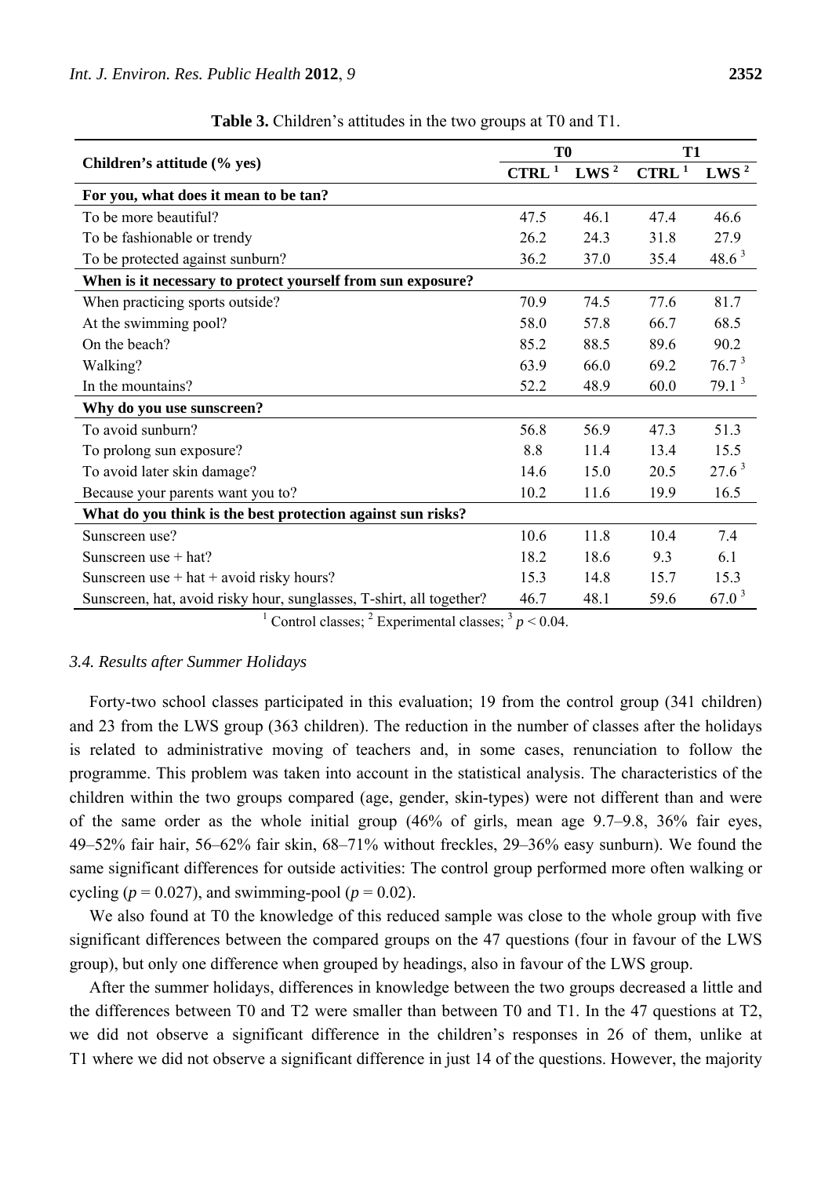**Table 3.** Children's attitudes in the two groups at T0 and T1.

| Children's attitude (% yes) | T0 | | T1 | |
|---|---|---|---|---|
| | CTRL [1] | LWS [2] | CTRL [1] | LWS [2] |
| **For you, what does it mean to be tan?** | | | | |
| To be more beautiful? | 47.5 | 46.1 | 47.4 | 46.6 |
| To be fashionable or trendy | 26.2 | 24.3 | 31.8 | 27.9 |
| To be protected against sunburn? | 36.2 | 37.0 | 35.4 | 48.6 [3] |
| **When is it necessary to protect yourself from sun exposure?** | | | | |
| When practicing sports outside? | 70.9 | 74.5 | 77.6 | 81.7 |
| At the swimming pool? | 58.0 | 57.8 | 66.7 | 68.5 |
| On the beach? | 85.2 | 88.5 | 89.6 | 90.2 |
| Walking? | 63.9 | 66.0 | 69.2 | 76.7 [3] |
| In the mountains? | 52.2 | 48.9 | 60.0 | 79.1 [3] |
| **Why do you use sunscreen?** | | | | |
| To avoid sunburn? | 56.8 | 56.9 | 47.3 | 51.3 |
| To prolong sun exposure? | 8.8 | 11.4 | 13.4 | 15.5 |
| To avoid later skin damage? | 14.6 | 15.0 | 20.5 | 27.6 [3] |
| Because your parents want you to? | 10.2 | 11.6 | 19.9 | 16.5 |
| **What do you think is the best protection against sun risks?** | | | | |
| Sunscreen use? | 10.6 | 11.8 | 10.4 | 7.4 |
| Sunscreen use + hat? | 18.2 | 18.6 | 9.3 | 6.1 |
| Sunscreen use + hat + avoid risky hours? | 15.3 | 14.8 | 15.7 | 15.3 |
| Sunscreen, hat, avoid risky hour, sunglasses, T-shirt, all together? | 46.7 | 48.1 | 59.6 | 67.0 [3] |

[1] Control classes; [2] Experimental classes; [3] $p < 0.04$.

### 3.4. Results after Summer Holidays

Forty-two school classes participated in this evaluation; 19 from the control group (341 children) and 23 from the LWS group (363 children). The reduction in the number of classes after the holidays is related to administrative moving of teachers and, in some cases, renunciation to follow the programme. This problem was taken into account in the statistical analysis. The characteristics of the children within the two groups compared (age, gender, skin-types) were not different than and were of the same order as the whole initial group (46% of girls, mean age 9.7–9.8, 36% fair eyes, 49–52% fair hair, 56–62% fair skin, 68–71% without freckles, 29–36% easy sunburn). We found the same significant differences for outside activities: The control group performed more often walking or cycling ($p = 0.027$), and swimming-pool ($p = 0.02$).

We also found at T0 the knowledge of this reduced sample was close to the whole group with five significant differences between the compared groups on the 47 questions (four in favour of the LWS group), but only one difference when grouped by headings, also in favour of the LWS group.

After the summer holidays, differences in knowledge between the two groups decreased a little and the differences between T0 and T2 were smaller than between T0 and T1. In the 47 questions at T2, we did not observe a significant difference in the children's responses in 26 of them, unlike at T1 where we did not observe a significant difference in just 14 of the questions. However, the majority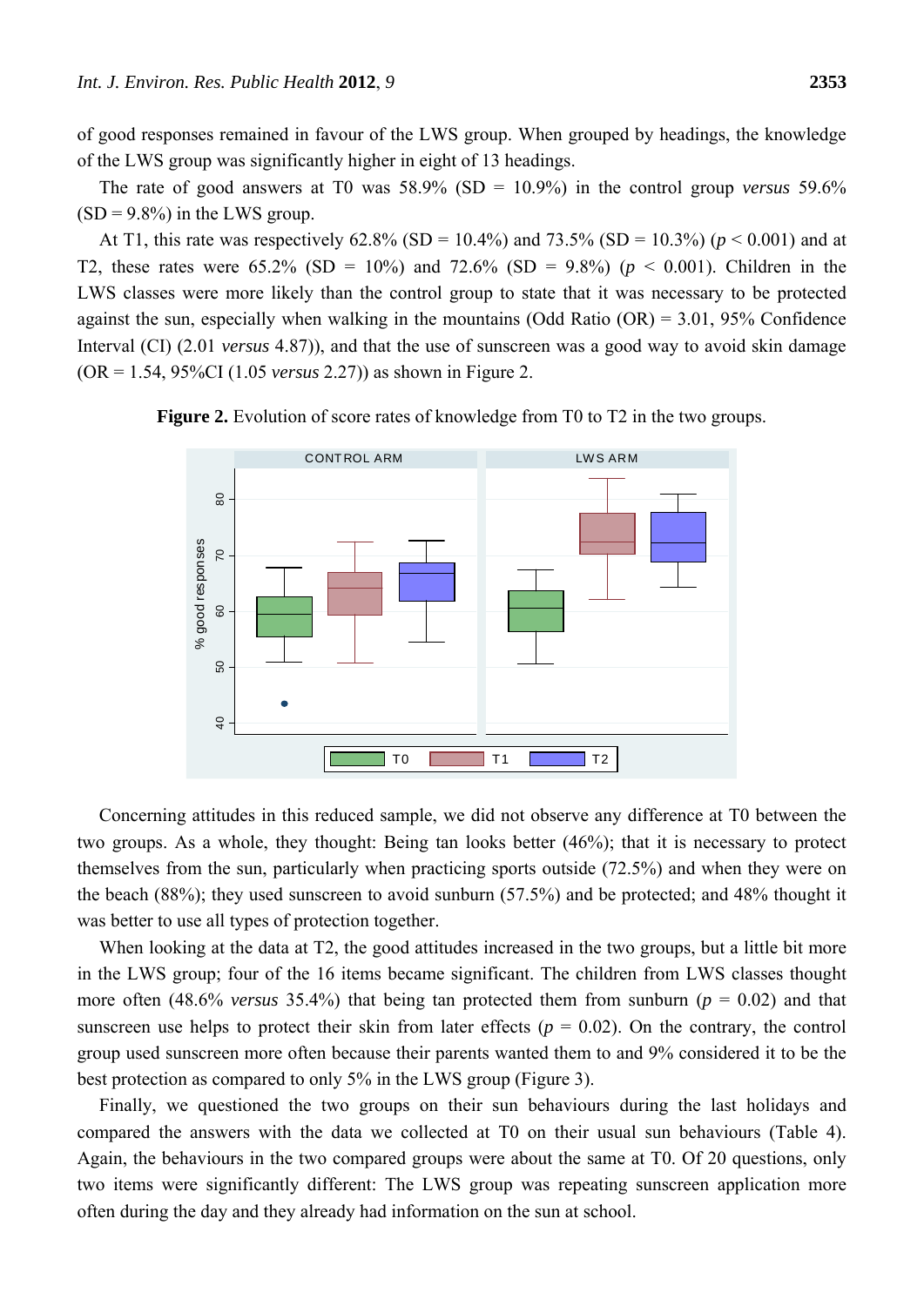of good responses remained in favour of the LWS group. When grouped by headings, the knowledge of the LWS group was significantly higher in eight of 13 headings.

The rate of good answers at T0 was 58.9% (SD = 10.9%) in the control group *versus* 59.6% (SD = 9.8%) in the LWS group.

At T1, this rate was respectively 62.8% (SD = 10.4%) and 73.5% (SD = 10.3%) ($p < 0.001$) and at T2, these rates were 65.2% (SD = 10%) and 72.6% (SD = 9.8%) ($p < 0.001$). Children in the LWS classes were more likely than the control group to state that it was necessary to be protected against the sun, especially when walking in the mountains (Odd Ratio (OR) = 3.01, 95% Confidence Interval (CI) (2.01 *versus* 4.87)), and that the use of sunscreen was a good way to avoid skin damage (OR = 1.54, 95%CI (1.05 *versus* 2.27)) as shown in Figure 2.

**Figure 2.** Evolution of score rates of knowledge from T0 to T2 in the two groups.

CONTROL ARM
LWS ARM
% good responses
40
50
60
70
80
T0
T1
T2

Concerning attitudes in this reduced sample, we did not observe any difference at T0 between the two groups. As a whole, they thought: Being tan looks better (46%); that it is necessary to protect themselves from the sun, particularly when practicing sports outside (72.5%) and when they were on the beach (88%); they used sunscreen to avoid sunburn (57.5%) and be protected; and 48% thought it was better to use all types of protection together.

When looking at the data at T2, the good attitudes increased in the two groups, but a little bit more in the LWS group; four of the 16 items became significant. The children from LWS classes thought more often (48.6% *versus* 35.4%) that being tan protected them from sunburn ($p = 0.02$) and that sunscreen use helps to protect their skin from later effects ($p = 0.02$). On the contrary, the control group used sunscreen more often because their parents wanted them to and 9% considered it to be the best protection as compared to only 5% in the LWS group (Figure 3).

Finally, we questioned the two groups on their sun behaviours during the last holidays and compared the answers with the data we collected at T0 on their usual sun behaviours (Table 4). Again, the behaviours in the two compared groups were about the same at T0. Of 20 questions, only two items were significantly different: The LWS group was repeating sunscreen application more often during the day and they already had information on the sun at school.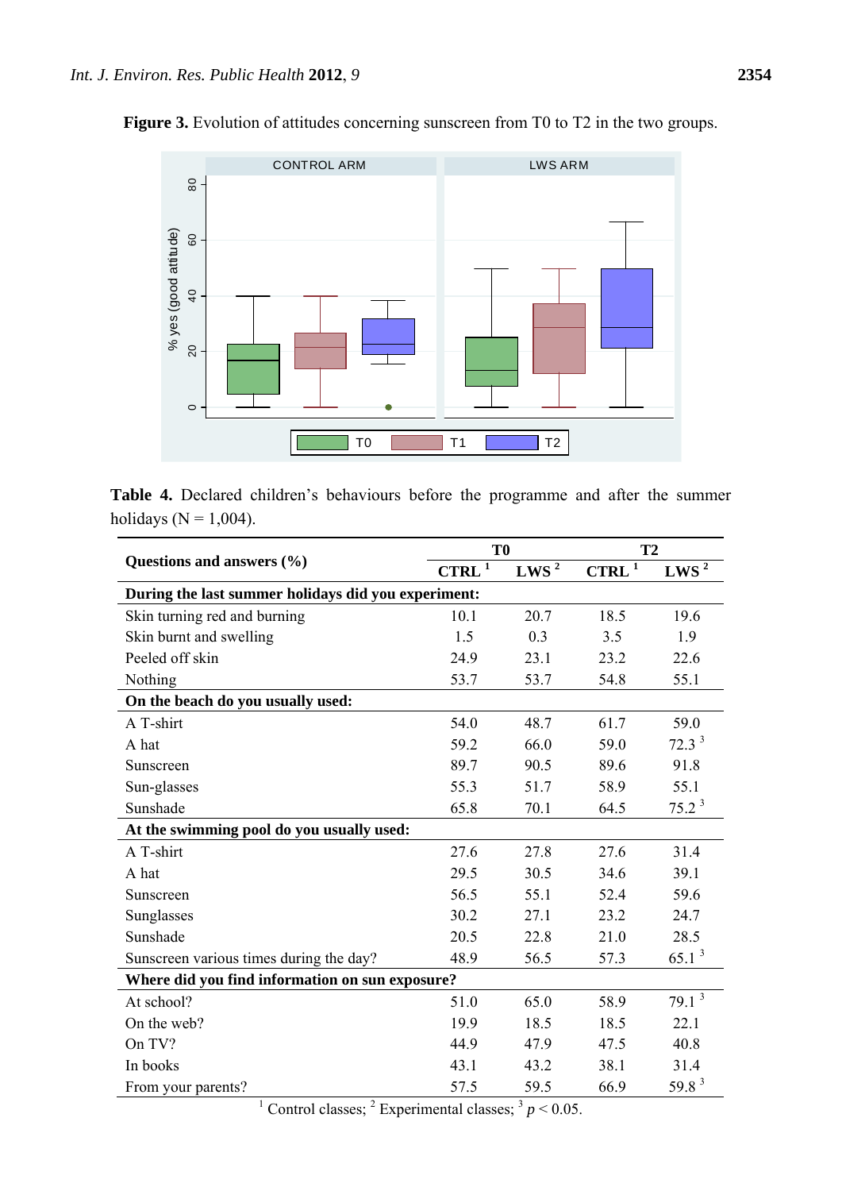**Figure 3.** Evolution of attitudes concerning sunscreen from T0 to T2 in the two groups.

CONTROL ARM

LWS ARM

% yes (good attitude)

0
20
40
60
80

T0 T1 T2

**Table 4.** Declared children's behaviours before the programme and after the summer holidays (N = 1,004).

| Questions and answers (%) | T0 | | T2 | |
|---|---|---|---|---|
| | CTRL [1] | LWS [2] | CTRL [1] | LWS [2] |
| **During the last summer holidays did you experiment:** | | | | |
| Skin turning red and burning | 10.1 | 20.7 | 18.5 | 19.6 |
| Skin burnt and swelling | 1.5 | 0.3 | 3.5 | 1.9 |
| Peeled off skin | 24.9 | 23.1 | 23.2 | 22.6 |
| Nothing | 53.7 | 53.7 | 54.8 | 55.1 |
| **On the beach do you usually used:** | | | | |
| A T-shirt | 54.0 | 48.7 | 61.7 | 59.0 |
| A hat | 59.2 | 66.0 | 59.0 | 72.3 [3] |
| Sunscreen | 89.7 | 90.5 | 89.6 | 91.8 |
| Sun-glasses | 55.3 | 51.7 | 58.9 | 55.1 |
| Sunshade | 65.8 | 70.1 | 64.5 | 75.2 [3] |
| **At the swimming pool do you usually used:** | | | | |
| A T-shirt | 27.6 | 27.8 | 27.6 | 31.4 |
| A hat | 29.5 | 30.5 | 34.6 | 39.1 |
| Sunscreen | 56.5 | 55.1 | 52.4 | 59.6 |
| Sunglasses | 30.2 | 27.1 | 23.2 | 24.7 |
| Sunshade | 20.5 | 22.8 | 21.0 | 28.5 |
| Sunscreen various times during the day? | 48.9 | 56.5 | 57.3 | 65.1 [3] |
| **Where did you find information on sun exposure?** | | | | |
| At school? | 51.0 | 65.0 | 58.9 | 79.1 [3] |
| On the web? | 19.9 | 18.5 | 18.5 | 22.1 |
| On TV? | 44.9 | 47.9 | 47.5 | 40.8 |
| In books | 43.1 | 43.2 | 38.1 | 31.4 |
| From your parents? | 57.5 | 59.5 | 66.9 | 59.8 [3] |

[1] Control classes; [2] Experimental classes; [3] $p < 0.05$.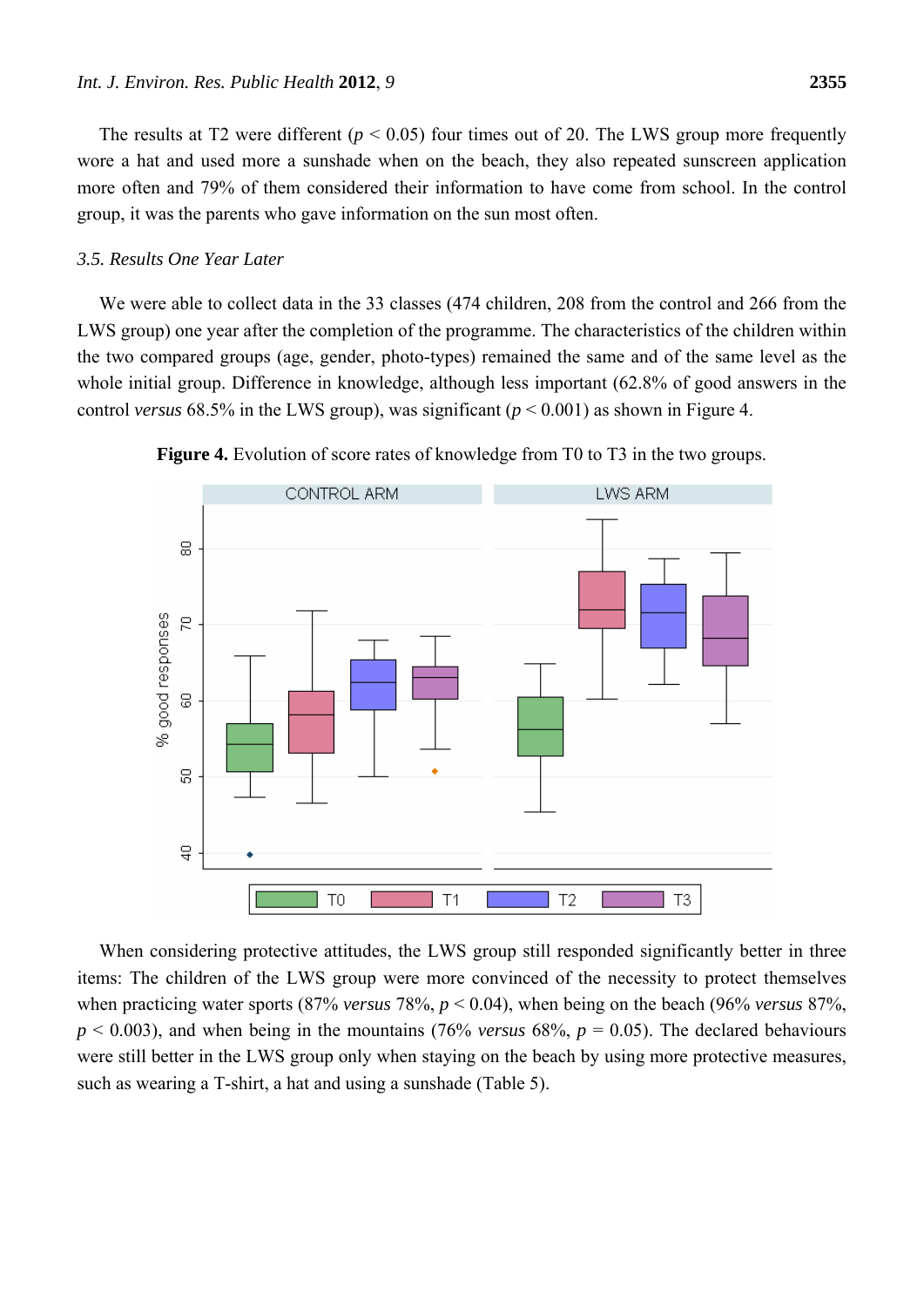The results at T2 were different ($p < 0.05$) four times out of 20. The LWS group more frequently wore a hat and used more a sunshade when on the beach, they also repeated sunscreen application more often and 79% of them considered their information to have come from school. In the control group, it was the parents who gave information on the sun most often.

### 3.5. Results One Year Later

We were able to collect data in the 33 classes (474 children, 208 from the control and 266 from the LWS group) one year after the completion of the programme. The characteristics of the children within the two compared groups (age, gender, photo-types) remained the same and of the same level as the whole initial group. Difference in knowledge, although less important (62.8% of good answers in the control *versus* 68.5% in the LWS group), was significant ($p < 0.001$) as shown in Figure 4.

**Figure 4.** Evolution of score rates of knowledge from T0 to T3 in the two groups.

CONTROL ARM
LWS ARM
% good responses
40
50
60
70
80
T0
T1
T2
T3

When considering protective attitudes, the LWS group still responded significantly better in three items: The children of the LWS group were more convinced of the necessity to protect themselves when practicing water sports (87% *versus* 78%, $p < 0.04$), when being on the beach (96% *versus* 87%, $p < 0.003$), and when being in the mountains (76% *versus* 68%, $p = 0.05$). The declared behaviours were still better in the LWS group only when staying on the beach by using more protective measures, such as wearing a T-shirt, a hat and using a sunshade (Table 5).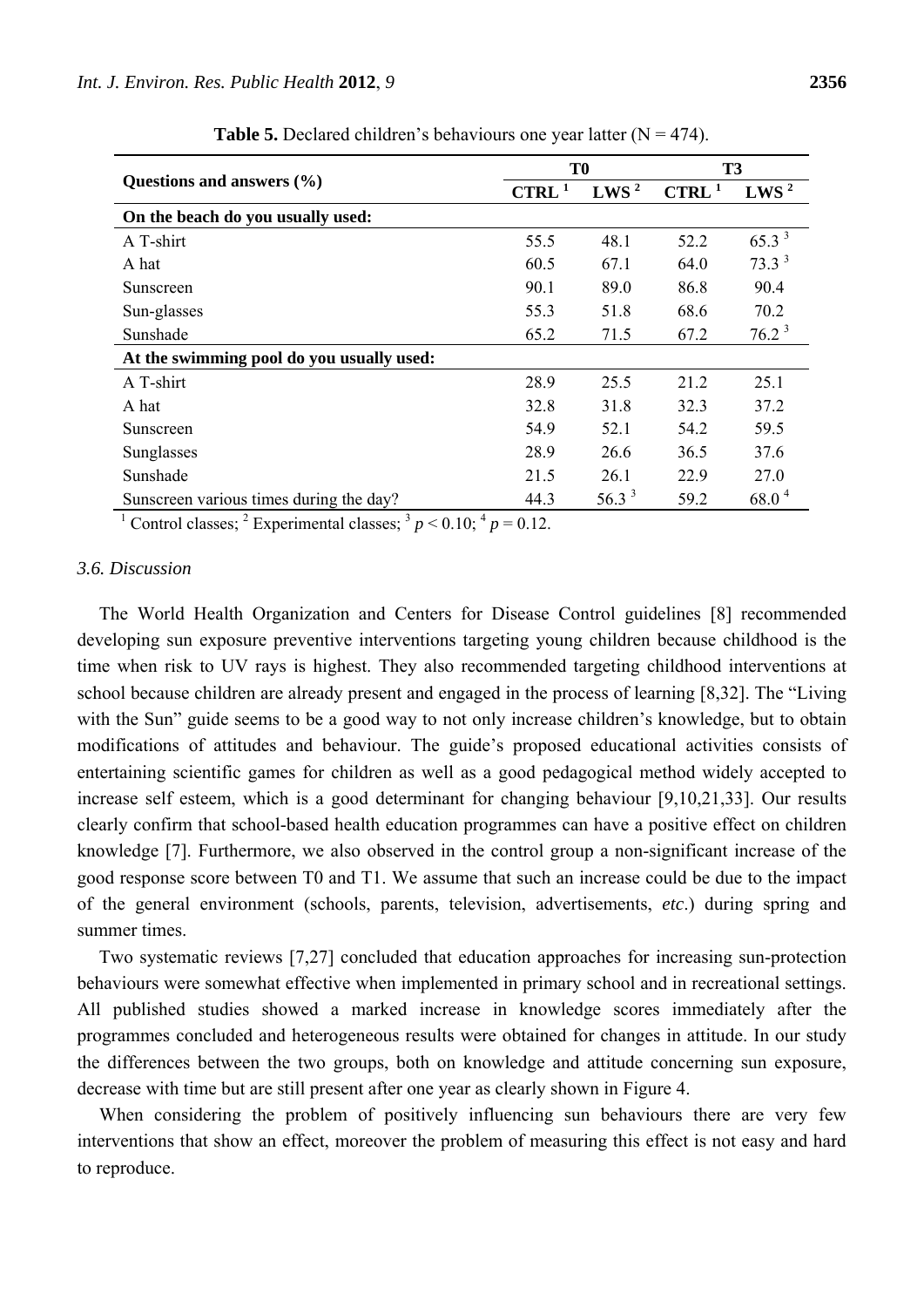**Table 5.** Declared children's behaviours one year latter (N = 474).

| Questions and answers (%) | T0 | | T3 | |
|---|---|---|---|---|
| | CTRL [1] | LWS [2] | CTRL [1] | LWS [2] |
| **On the beach do you usually used:** | | | | |
| A T-shirt | 55.5 | 48.1 | 52.2 | 65.3 [3] |
| A hat | 60.5 | 67.1 | 64.0 | 73.3 [3] |
| Sunscreen | 90.1 | 89.0 | 86.8 | 90.4 |
| Sun-glasses | 55.3 | 51.8 | 68.6 | 70.2 |
| Sunshade | 65.2 | 71.5 | 67.2 | 76.2 [3] |
| **At the swimming pool do you usually used:** | | | | |
| A T-shirt | 28.9 | 25.5 | 21.2 | 25.1 |
| A hat | 32.8 | 31.8 | 32.3 | 37.2 |
| Sunscreen | 54.9 | 52.1 | 54.2 | 59.5 |
| Sunglasses | 28.9 | 26.6 | 36.5 | 37.6 |
| Sunshade | 21.5 | 26.1 | 22.9 | 27.0 |
| Sunscreen various times during the day? | 44.3 | 56.3 [3] | 59.2 | 68.0 [4] |

[1] Control classes; [2] Experimental classes; [3] $p < 0.10$; [4] $p = 0.12$.

### 3.6. Discussion

The World Health Organization and Centers for Disease Control guidelines [8] recommended developing sun exposure preventive interventions targeting young children because childhood is the time when risk to UV rays is highest. They also recommended targeting childhood interventions at school because children are already present and engaged in the process of learning [8,32]. The "Living with the Sun" guide seems to be a good way to not only increase children's knowledge, but to obtain modifications of attitudes and behaviour. The guide's proposed educational activities consists of entertaining scientific games for children as well as a good pedagogical method widely accepted to increase self esteem, which is a good determinant for changing behaviour [9,10,21,33]. Our results clearly confirm that school-based health education programmes can have a positive effect on children knowledge [7]. Furthermore, we also observed in the control group a non-significant increase of the good response score between T0 and T1. We assume that such an increase could be due to the impact of the general environment (schools, parents, television, advertisements, *etc.*) during spring and summer times.

Two systematic reviews [7,27] concluded that education approaches for increasing sun-protection behaviours were somewhat effective when implemented in primary school and in recreational settings. All published studies showed a marked increase in knowledge scores immediately after the programmes concluded and heterogeneous results were obtained for changes in attitude. In our study the differences between the two groups, both on knowledge and attitude concerning sun exposure, decrease with time but are still present after one year as clearly shown in Figure 4.

When considering the problem of positively influencing sun behaviours there are very few interventions that show an effect, moreover the problem of measuring this effect is not easy and hard to reproduce.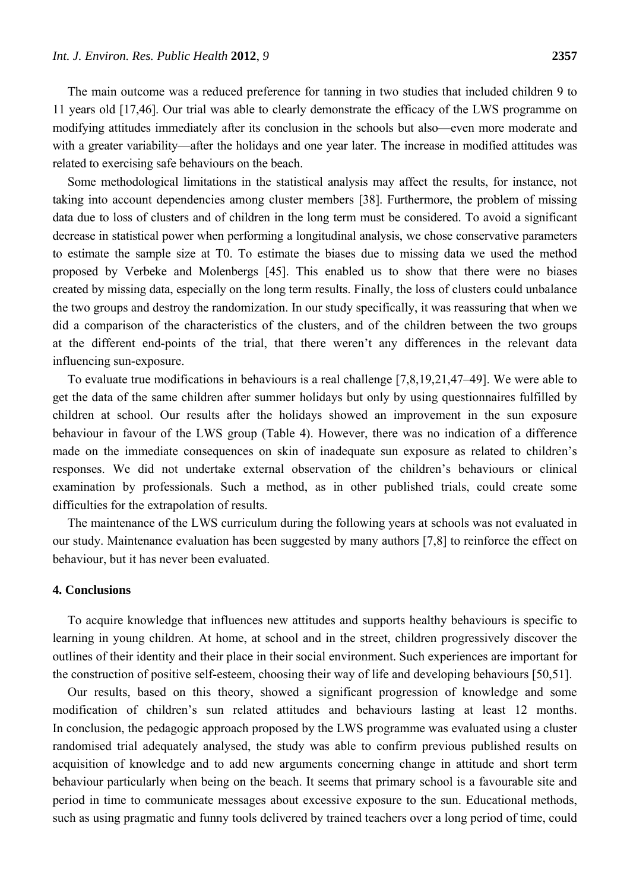The main outcome was a reduced preference for tanning in two studies that included children 9 to 11 years old [17,46]. Our trial was able to clearly demonstrate the efficacy of the LWS programme on modifying attitudes immediately after its conclusion in the schools but also—even more moderate and with a greater variability—after the holidays and one year later. The increase in modified attitudes was related to exercising safe behaviours on the beach.

Some methodological limitations in the statistical analysis may affect the results, for instance, not taking into account dependencies among cluster members [38]. Furthermore, the problem of missing data due to loss of clusters and of children in the long term must be considered. To avoid a significant decrease in statistical power when performing a longitudinal analysis, we chose conservative parameters to estimate the sample size at T0. To estimate the biases due to missing data we used the method proposed by Verbeke and Molenbergs [45]. This enabled us to show that there were no biases created by missing data, especially on the long term results. Finally, the loss of clusters could unbalance the two groups and destroy the randomization. In our study specifically, it was reassuring that when we did a comparison of the characteristics of the clusters, and of the children between the two groups at the different end-points of the trial, that there weren't any differences in the relevant data influencing sun-exposure.

To evaluate true modifications in behaviours is a real challenge [7,8,19,21,47–49]. We were able to get the data of the same children after summer holidays but only by using questionnaires fulfilled by children at school. Our results after the holidays showed an improvement in the sun exposure behaviour in favour of the LWS group (Table 4). However, there was no indication of a difference made on the immediate consequences on skin of inadequate sun exposure as related to children's responses. We did not undertake external observation of the children's behaviours or clinical examination by professionals. Such a method, as in other published trials, could create some difficulties for the extrapolation of results.

The maintenance of the LWS curriculum during the following years at schools was not evaluated in our study. Maintenance evaluation has been suggested by many authors [7,8] to reinforce the effect on behaviour, but it has never been evaluated.

## 4. Conclusions

To acquire knowledge that influences new attitudes and supports healthy behaviours is specific to learning in young children. At home, at school and in the street, children progressively discover the outlines of their identity and their place in their social environment. Such experiences are important for the construction of positive self-esteem, choosing their way of life and developing behaviours [50,51].

Our results, based on this theory, showed a significant progression of knowledge and some modification of children's sun related attitudes and behaviours lasting at least 12 months. In conclusion, the pedagogic approach proposed by the LWS programme was evaluated using a cluster randomised trial adequately analysed, the study was able to confirm previous published results on acquisition of knowledge and to add new arguments concerning change in attitude and short term behaviour particularly when being on the beach. It seems that primary school is a favourable site and period in time to communicate messages about excessive exposure to the sun. Educational methods, such as using pragmatic and funny tools delivered by trained teachers over a long period of time, could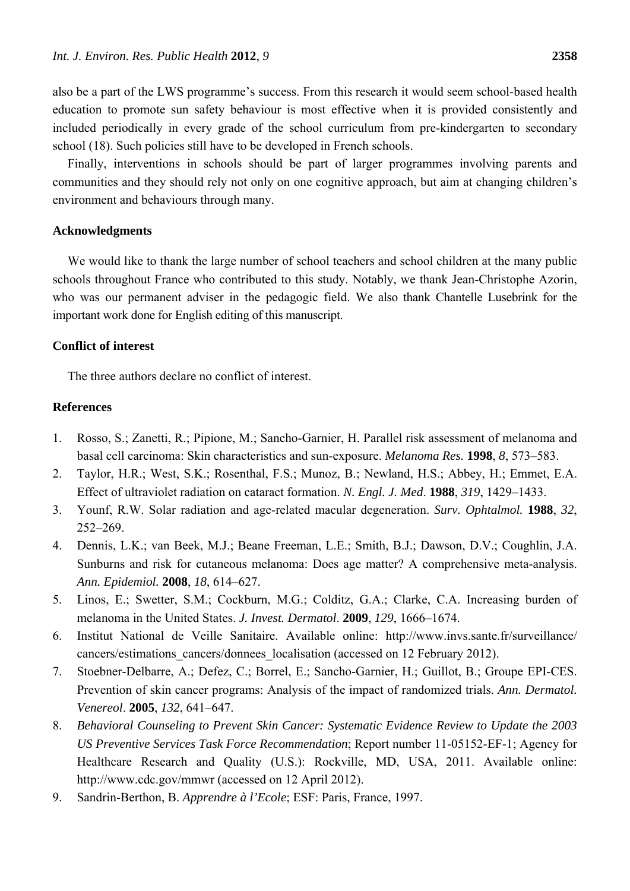also be a part of the LWS programme's success. From this research it would seem school-based health education to promote sun safety behaviour is most effective when it is provided consistently and included periodically in every grade of the school curriculum from pre-kindergarten to secondary school (18). Such policies still have to be developed in French schools.

Finally, interventions in schools should be part of larger programmes involving parents and communities and they should rely not only on one cognitive approach, but aim at changing children's environment and behaviours through many.

## Acknowledgments

We would like to thank the large number of school teachers and school children at the many public schools throughout France who contributed to this study. Notably, we thank Jean-Christophe Azorin, who was our permanent adviser in the pedagogic field. We also thank Chantelle Lusebrink for the important work done for English editing of this manuscript.

## Conflict of interest

The three authors declare no conflict of interest.

## References

1. Rosso, S.; Zanetti, R.; Pipione, M.; Sancho-Garnier, H. Parallel risk assessment of melanoma and basal cell carcinoma: Skin characteristics and sun-exposure. *Melanoma Res.* **1998**, *8*, 573–583.
2. Taylor, H.R.; West, S.K.; Rosenthal, F.S.; Munoz, B.; Newland, H.S.; Abbey, H.; Emmet, E.A. Effect of ultraviolet radiation on cataract formation. *N. Engl. J. Med*. **1988**, *319*, 1429–1433.
3. Younf, R.W. Solar radiation and age-related macular degeneration. *Surv. Ophtalmol.* **1988**, *32*, 252–269.
4. Dennis, L.K.; van Beek, M.J.; Beane Freeman, L.E.; Smith, B.J.; Dawson, D.V.; Coughlin, J.A. Sunburns and risk for cutaneous melanoma: Does age matter? A comprehensive meta-analysis. *Ann. Epidemiol.* **2008**, *18*, 614–627.
5. Linos, E.; Swetter, S.M.; Cockburn, M.G.; Colditz, G.A.; Clarke, C.A. Increasing burden of melanoma in the United States. *J. Invest. Dermatol*. **2009**, *129*, 1666–1674.
6. Institut National de Veille Sanitaire. Available online: http://www.invs.sante.fr/surveillance/cancers/estimations_cancers/donnees_localisation (accessed on 12 February 2012).
7. Stoebner-Delbarre, A.; Defez, C.; Borrel, E.; Sancho-Garnier, H.; Guillot, B.; Groupe EPI-CES. Prevention of skin cancer programs: Analysis of the impact of randomized trials. *Ann. Dermatol. Venereol*. **2005**, *132*, 641–647.
8. *Behavioral Counseling to Prevent Skin Cancer: Systematic Evidence Review to Update the 2003 US Preventive Services Task Force Recommendation*; Report number 11-05152-EF-1; Agency for Healthcare Research and Quality (U.S.): Rockville, MD, USA, 2011. Available online: http://www.cdc.gov/mmwr (accessed on 12 April 2012).
9. Sandrin-Berthon, B. *Apprendre à l'Ecole*; ESF: Paris, France, 1997.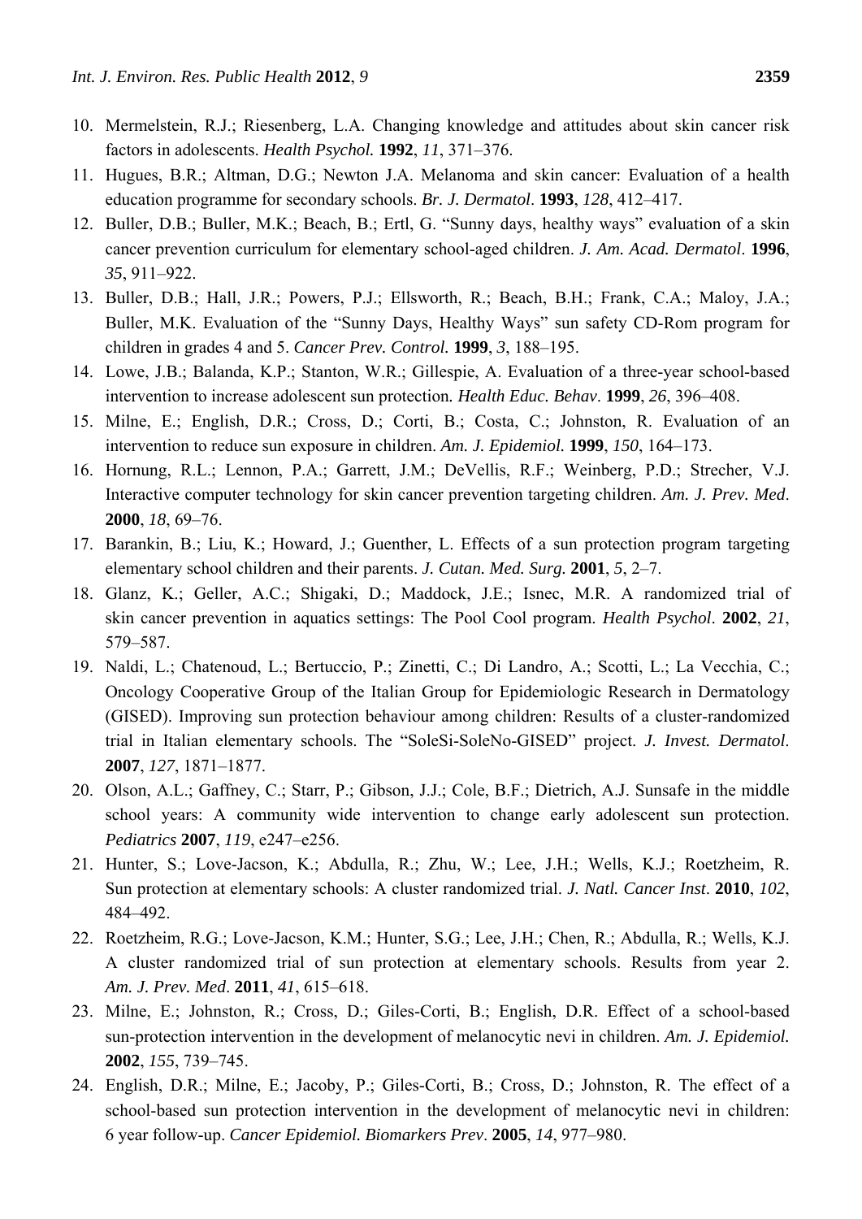10. Mermelstein, R.J.; Riesenberg, L.A. Changing knowledge and attitudes about skin cancer risk factors in adolescents. *Health Psychol.* **1992**, *11*, 371–376.
11. Hugues, B.R.; Altman, D.G.; Newton J.A. Melanoma and skin cancer: Evaluation of a health education programme for secondary schools. *Br. J. Dermatol*. **1993**, *128*, 412–417.
12. Buller, D.B.; Buller, M.K.; Beach, B.; Ertl, G. "Sunny days, healthy ways" evaluation of a skin cancer prevention curriculum for elementary school-aged children. *J. Am. Acad. Dermatol*. **1996**, *35*, 911–922.
13. Buller, D.B.; Hall, J.R.; Powers, P.J.; Ellsworth, R.; Beach, B.H.; Frank, C.A.; Maloy, J.A.; Buller, M.K. Evaluation of the "Sunny Days, Healthy Ways" sun safety CD-Rom program for children in grades 4 and 5. *Cancer Prev. Control.* **1999**, *3*, 188–195.
14. Lowe, J.B.; Balanda, K.P.; Stanton, W.R.; Gillespie, A. Evaluation of a three-year school-based intervention to increase adolescent sun protection*. Health Educ. Behav*. **1999**, *26*, 396–408.
15. Milne, E.; English, D.R.; Cross, D.; Corti, B.; Costa, C.; Johnston, R. Evaluation of an intervention to reduce sun exposure in children. *Am. J. Epidemiol.* **1999**, *150*, 164–173.
16. Hornung, R.L.; Lennon, P.A.; Garrett, J.M.; DeVellis, R.F.; Weinberg, P.D.; Strecher, V.J. Interactive computer technology for skin cancer prevention targeting children. *Am. J. Prev. Med*. **2000**, *18*, 69–76.
17. Barankin, B.; Liu, K.; Howard, J.; Guenther, L. Effects of a sun protection program targeting elementary school children and their parents. *J. Cutan. Med. Surg.* **2001**, *5*, 2–7.
18. Glanz, K.; Geller, A.C.; Shigaki, D.; Maddock, J.E.; Isnec, M.R. A randomized trial of skin cancer prevention in aquatics settings: The Pool Cool program. *Health Psychol*. **2002**, *21*, 579–587.
19. Naldi, L.; Chatenoud, L.; Bertuccio, P.; Zinetti, C.; Di Landro, A.; Scotti, L.; La Vecchia, C.; Oncology Cooperative Group of the Italian Group for Epidemiologic Research in Dermatology (GISED). Improving sun protection behaviour among children: Results of a cluster-randomized trial in Italian elementary schools. The "SoleSi-SoleNo-GISED" project. *J. Invest. Dermatol*. **2007**, *127*, 1871–1877.
20. Olson, A.L.; Gaffney, C.; Starr, P.; Gibson, J.J.; Cole, B.F.; Dietrich, A.J. Sunsafe in the middle school years: A community wide intervention to change early adolescent sun protection. *Pediatrics* **2007**, *119*, e247–e256.
21. Hunter, S.; Love-Jacson, K.; Abdulla, R.; Zhu, W.; Lee, J.H.; Wells, K.J.; Roetzheim, R. Sun protection at elementary schools: A cluster randomized trial. *J. Natl. Cancer Inst*. **2010**, *102*, 484–492.
22. Roetzheim, R.G.; Love-Jacson, K.M.; Hunter, S.G.; Lee, J.H.; Chen, R.; Abdulla, R.; Wells, K.J. A cluster randomized trial of sun protection at elementary schools. Results from year 2. *Am. J. Prev. Med*. **2011**, *41*, 615–618.
23. Milne, E.; Johnston, R.; Cross, D.; Giles-Corti, B.; English, D.R. Effect of a school-based sun-protection intervention in the development of melanocytic nevi in children. *Am. J. Epidemiol.* **2002**, *155*, 739–745.
24. English, D.R.; Milne, E.; Jacoby, P.; Giles-Corti, B.; Cross, D.; Johnston, R. The effect of a school-based sun protection intervention in the development of melanocytic nevi in children: 6 year follow-up. *Cancer Epidemiol. Biomarkers Prev*. **2005**, *14*, 977–980.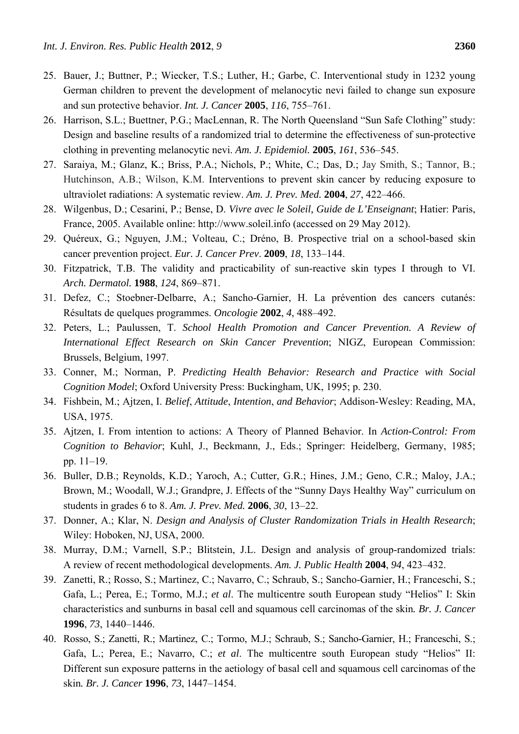25. Bauer, J.; Buttner, P.; Wiecker, T.S.; Luther, H.; Garbe, C. Interventional study in 1232 young German children to prevent the development of melanocytic nevi failed to change sun exposure and sun protective behavior. *Int. J. Cancer* **2005**, *116*, 755–761.
26. Harrison, S.L.; Buettner, P.G.; MacLennan, R. The North Queensland "Sun Safe Clothing" study: Design and baseline results of a randomized trial to determine the effectiveness of sun-protective clothing in preventing melanocytic nevi. *Am. J. Epidemiol.* **2005**, *161*, 536–545.
27. Saraiya, M.; Glanz, K.; Briss, P.A.; Nichols, P.; White, C.; Das, D.; Jay Smith, S.; Tannor, B.; Hutchinson, A.B.; Wilson, K.M. Interventions to prevent skin cancer by reducing exposure to ultraviolet radiations: A systematic review. *Am. J. Prev. Med.* **2004**, *27*, 422–466.
28. Wilgenbus, D.; Cesarini, P.; Bense, D. *Vivre avec le Soleil, Guide de L'Enseignant*; Hatier: Paris, France, 2005. Available online: http://www.soleil.info (accessed on 29 May 2012).
29. Quéreux, G.; Nguyen, J.M.; Volteau, C.; Dréno, B. Prospective trial on a school-based skin cancer prevention project. *Eur. J. Cancer Prev*. **2009**, *18*, 133–144.
30. Fitzpatrick, T.B. The validity and practicability of sun-reactive skin types I through to VI. *Arch. Dermatol.* **1988**, *124*, 869–871.
31. Defez, C.; Stoebner-Delbarre, A.; Sancho-Garnier, H. La prévention des cancers cutanés: Résultats de quelques programmes. *Oncologie* **2002**, *4*, 488–492.
32. Peters, L.; Paulussen, T. *School Health Promotion and Cancer Prevention. A Review of International Effect Research on Skin Cancer Prevention*; NIGZ, European Commission: Brussels, Belgium, 1997.
33. Conner, M.; Norman, P. *Predicting Health Behavior: Research and Practice with Social Cognition Model*; Oxford University Press: Buckingham, UK, 1995; p. 230.
34. Fishbein, M.; Ajtzen, I. *Belief*, *Attitude*, *Intention*, *and Behavior*; Addison-Wesley: Reading, MA, USA, 1975.
35. Ajtzen, I. From intention to actions: A Theory of Planned Behavior. In *Action-Control: From Cognition to Behavior*; Kuhl, J., Beckmann, J., Eds.; Springer: Heidelberg, Germany, 1985; pp. 11–19.
36. Buller, D.B.; Reynolds, K.D.; Yaroch, A.; Cutter, G.R.; Hines, J.M.; Geno, C.R.; Maloy, J.A.; Brown, M.; Woodall, W.J.; Grandpre, J. Effects of the "Sunny Days Healthy Way" curriculum on students in grades 6 to 8. *Am. J. Prev. Med.* **2006**, *30*, 13–22.
37. Donner, A.; Klar, N. *Design and Analysis of Cluster Randomization Trials in Health Research*; Wiley: Hoboken, NJ, USA, 2000.
38. Murray, D.M.; Varnell, S.P.; Blitstein, J.L. Design and analysis of group-randomized trials: A review of recent methodological developments. *Am. J. Public Health* **2004**, *94*, 423–432.
39. Zanetti, R.; Rosso, S.; Martinez, C.; Navarro, C.; Schraub, S.; Sancho-Garnier, H.; Franceschi, S.; Gafa, L.; Perea, E.; Tormo, M.J.; *et al*. The multicentre south European study "Helios" I: Skin characteristics and sunburns in basal cell and squamous cell carcinomas of the skin*. Br. J. Cancer* **1996**, *73*, 1440–1446.
40. Rosso, S.; Zanetti, R.; Martinez, C.; Tormo, M.J.; Schraub, S.; Sancho-Garnier, H.; Franceschi, S.; Gafa, L.; Perea, E.; Navarro, C.; *et al*. The multicentre south European study "Helios" II: Different sun exposure patterns in the aetiology of basal cell and squamous cell carcinomas of the skin*. Br. J. Cancer* **1996**, *73*, 1447–1454.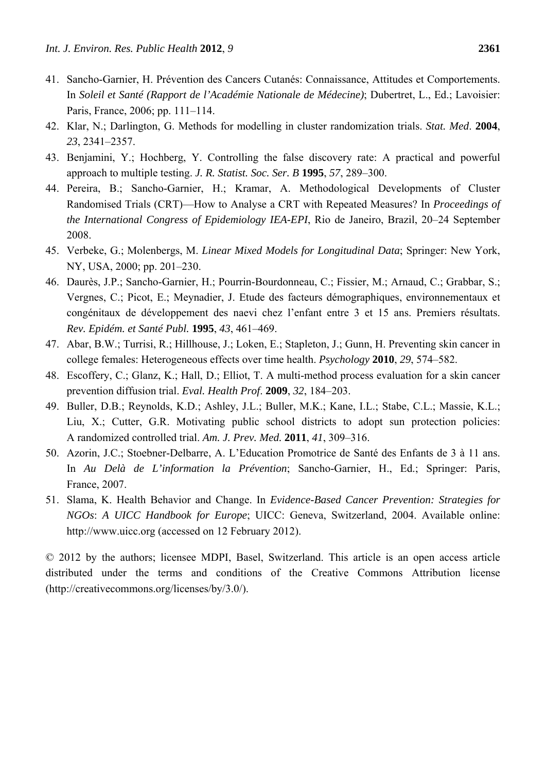41. Sancho-Garnier, H. Prévention des Cancers Cutanés: Connaissance, Attitudes et Comportements. In *Soleil et Santé (Rapport de l'Académie Nationale de Médecine)*; Dubertret, L., Ed.; Lavoisier: Paris, France, 2006; pp. 111–114.
42. Klar, N.; Darlington, G. Methods for modelling in cluster randomization trials. *Stat. Med*. **2004**, *23*, 2341–2357.
43. Benjamini, Y.; Hochberg, Y. Controlling the false discovery rate: A practical and powerful approach to multiple testing. *J. R. Statist. Soc. Ser. B* **1995**, *57*, 289–300.
44. Pereira, B.; Sancho-Garnier, H.; Kramar, A. Methodological Developments of Cluster Randomised Trials (CRT)—How to Analyse a CRT with Repeated Measures? In *Proceedings of the International Congress of Epidemiology IEA-EPI*, Rio de Janeiro, Brazil, 20–24 September 2008.
45. Verbeke, G.; Molenbergs, M. *Linear Mixed Models for Longitudinal Data*; Springer: New York, NY, USA, 2000; pp. 201–230.
46. Daurès, J.P.; Sancho-Garnier, H.; Pourrin-Bourdonneau, C.; Fissier, M.; Arnaud, C.; Grabbar, S.; Vergnes, C.; Picot, E.; Meynadier, J. Etude des facteurs démographiques, environnementaux et congénitaux de développement des naevi chez l'enfant entre 3 et 15 ans. Premiers résultats. *Rev. Epidém. et Santé Publ.* **1995**, *43*, 461–469.
47. Abar, B.W.; Turrisi, R.; Hillhouse, J.; Loken, E.; Stapleton, J.; Gunn, H. Preventing skin cancer in college females: Heterogeneous effects over time health. *Psychology* **2010**, *29*, 574–582.
48. Escoffery, C.; Glanz, K.; Hall, D.; Elliot, T. A multi-method process evaluation for a skin cancer prevention diffusion trial. *Eval. Health Prof*. **2009**, *32*, 184–203.
49. Buller, D.B.; Reynolds, K.D.; Ashley, J.L.; Buller, M.K.; Kane, I.L.; Stabe, C.L.; Massie, K.L.; Liu, X.; Cutter, G.R. Motivating public school districts to adopt sun protection policies: A randomized controlled trial. *Am. J. Prev. Med.* **2011**, *41*, 309–316.
50. Azorin, J.C.; Stoebner-Delbarre, A. L'Education Promotrice de Santé des Enfants de 3 à 11 ans. In *Au Delà de L'information la Prévention*; Sancho-Garnier, H., Ed.; Springer: Paris, France, 2007.
51. Slama, K. Health Behavior and Change. In *Evidence-Based Cancer Prevention: Strategies for NGOs*: *A UICC Handbook for Europe*; UICC: Geneva, Switzerland, 2004. Available online: http://www.uicc.org (accessed on 12 February 2012).

© 2012 by the authors; licensee MDPI, Basel, Switzerland. This article is an open access article distributed under the terms and conditions of the Creative Commons Attribution license (http://creativecommons.org/licenses/by/3.0/).